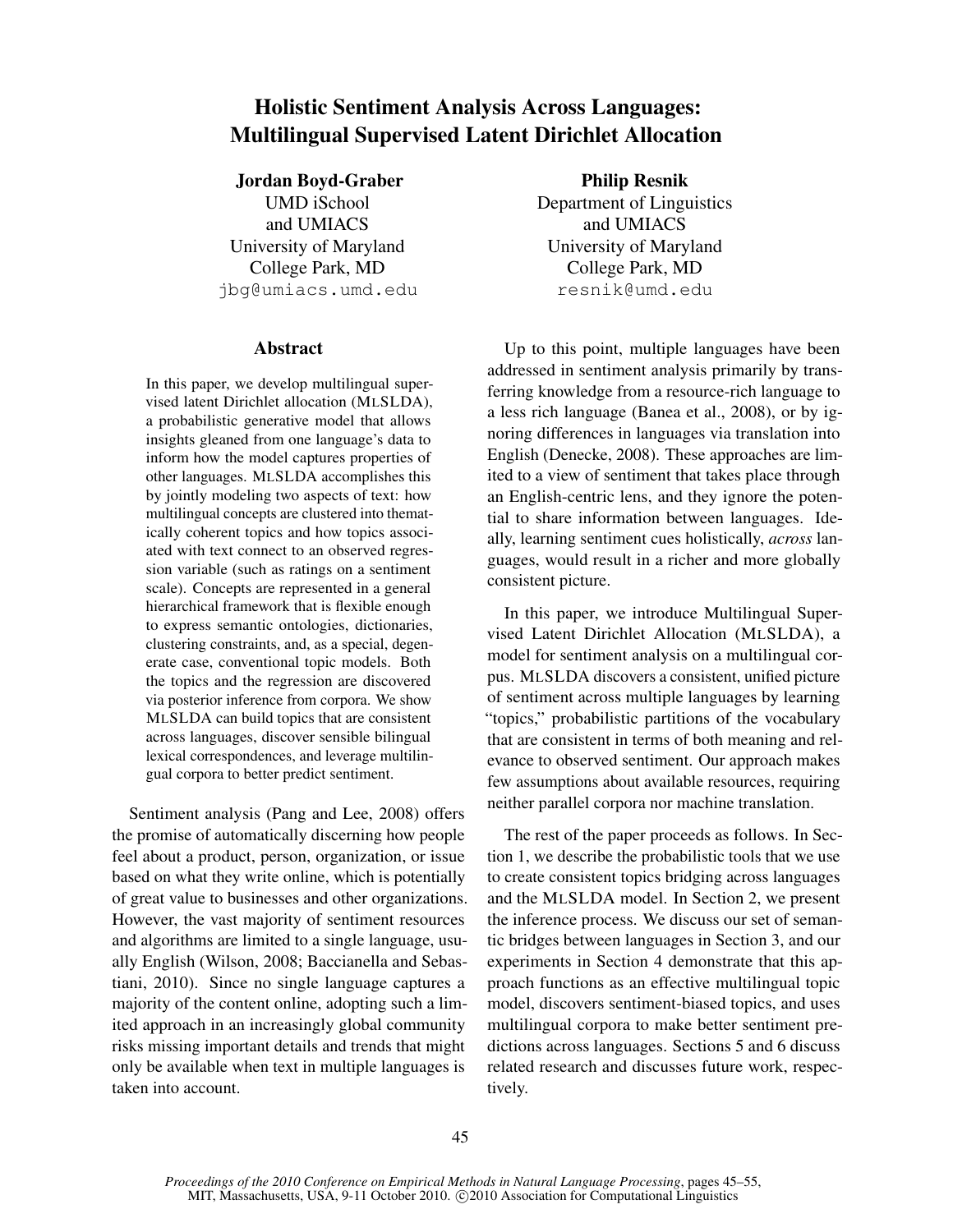# Holistic Sentiment Analysis Across Languages: Multilingual Supervised Latent Dirichlet Allocation

**Jordan Boyd-Graber**
UMD iSchool
and UMIACS
University of Maryland
College Park, MD
jbg@umiacs.umd.edu

**Philip Resnik**
Department of Linguistics
and UMIACS
University of Maryland
College Park, MD
resnik@umd.edu

## Abstract

In this paper, we develop multilingual supervised latent Dirichlet allocation (MLSLDA), a probabilistic generative model that allows insights gleaned from one language's data to inform how the model captures properties of other languages. MLSLDA accomplishes this by jointly modeling two aspects of text: how multilingual concepts are clustered into thematically coherent topics and how topics associated with text connect to an observed regression variable (such as ratings on a sentiment scale). Concepts are represented in a general hierarchical framework that is flexible enough to express semantic ontologies, dictionaries, clustering constraints, and, as a special, degenerate case, conventional topic models. Both the topics and the regression are discovered via posterior inference from corpora. We show MLSLDA can build topics that are consistent across languages, discover sensible bilingual lexical correspondences, and leverage multilingual corpora to better predict sentiment.

Sentiment analysis (Pang and Lee, 2008) offers the promise of automatically discerning how people feel about a product, person, organization, or issue based on what they write online, which is potentially of great value to businesses and other organizations. However, the vast majority of sentiment resources and algorithms are limited to a single language, usually English (Wilson, 2008; Baccianella and Sebastiani, 2010). Since no single language captures a majority of the content online, adopting such a limited approach in an increasingly global community risks missing important details and trends that might only be available when text in multiple languages is taken into account.

Up to this point, multiple languages have been addressed in sentiment analysis primarily by transferring knowledge from a resource-rich language to a less rich language (Banea et al., 2008), or by ignoring differences in languages via translation into English (Denecke, 2008). These approaches are limited to a view of sentiment that takes place through an English-centric lens, and they ignore the potential to share information between languages. Ideally, learning sentiment cues holistically, *across* languages, would result in a richer and more globally consistent picture.

In this paper, we introduce Multilingual Supervised Latent Dirichlet Allocation (MLSLDA), a model for sentiment analysis on a multilingual corpus. MLSLDA discovers a consistent, unified picture of sentiment across multiple languages by learning "topics," probabilistic partitions of the vocabulary that are consistent in terms of both meaning and relevance to observed sentiment. Our approach makes few assumptions about available resources, requiring neither parallel corpora nor machine translation.

The rest of the paper proceeds as follows. In Section 1, we describe the probabilistic tools that we use to create consistent topics bridging across languages and the MLSLDA model. In Section 2, we present the inference process. We discuss our set of semantic bridges between languages in Section 3, and our experiments in Section 4 demonstrate that this approach functions as an effective multilingual topic model, discovers sentiment-biased topics, and uses multilingual corpora to make better sentiment predictions across languages. Sections 5 and 6 discuss related research and discusses future work, respectively.

*Proceedings of the 2010 Conference on Empirical Methods in Natural Language Processing*, pages 45–55, MIT, Massachusetts, USA, 9-11 October 2010. ©2010 Association for Computational Linguistics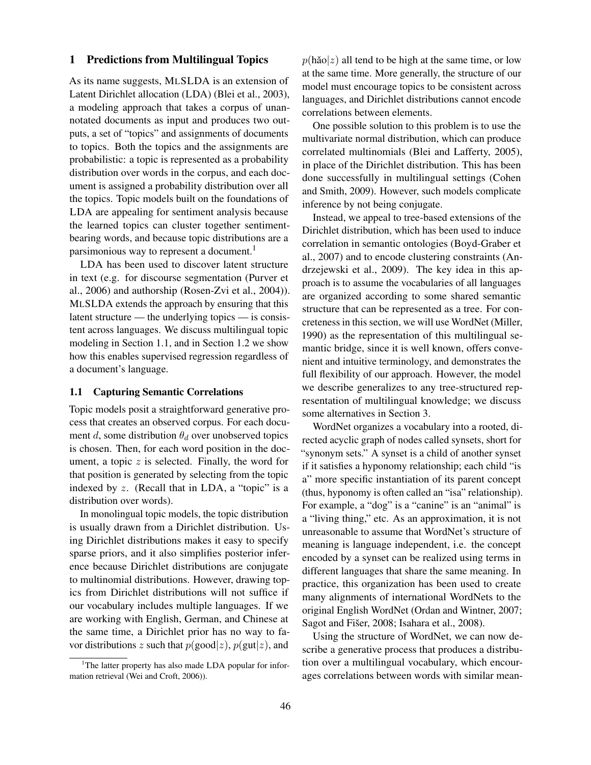## 1 Predictions from Multilingual Topics

As its name suggests, MLSLDA is an extension of Latent Dirichlet allocation (LDA) (Blei et al., 2003), a modeling approach that takes a corpus of unannotated documents as input and produces two outputs, a set of "topics" and assignments of documents to topics. Both the topics and the assignments are probabilistic: a topic is represented as a probability distribution over words in the corpus, and each document is assigned a probability distribution over all the topics. Topic models built on the foundations of LDA are appealing for sentiment analysis because the learned topics can cluster together sentiment-bearing words, and because topic distributions are a parsimonious way to represent a document.[1]

LDA has been used to discover latent structure in text (e.g. for discourse segmentation (Purver et al., 2006) and authorship (Rosen-Zvi et al., 2004)). MLSLDA extends the approach by ensuring that this latent structure — the underlying topics — is consistent across languages. We discuss multilingual topic modeling in Section 1.1, and in Section 1.2 we show how this enables supervised regression regardless of a document's language.

### 1.1 Capturing Semantic Correlations

Topic models posit a straightforward generative process that creates an observed corpus. For each document $d$, some distribution $\theta_d$ over unobserved topics is chosen. Then, for each word position in the document, a topic $z$ is selected. Finally, the word for that position is generated by selecting from the topic indexed by $z$. (Recall that in LDA, a "topic" is a distribution over words).

In monolingual topic models, the topic distribution is usually drawn from a Dirichlet distribution. Using Dirichlet distributions makes it easy to specify sparse priors, and it also simplifies posterior inference because Dirichlet distributions are conjugate to multinomial distributions. However, drawing topics from Dirichlet distributions will not suffice if our vocabulary includes multiple languages. If we are working with English, German, and Chinese at the same time, a Dirichlet prior has no way to favor distributions $z$ such that $p(\text{good}|z)$, $p(\text{gut}|z)$, and $p(\text{hǎo}|z)$ all tend to be high at the same time, or low at the same time. More generally, the structure of our model must encourage topics to be consistent across languages, and Dirichlet distributions cannot encode correlations between elements.

One possible solution to this problem is to use the multivariate normal distribution, which can produce correlated multinomials (Blei and Lafferty, 2005), in place of the Dirichlet distribution. This has been done successfully in multilingual settings (Cohen and Smith, 2009). However, such models complicate inference by not being conjugate.

Instead, we appeal to tree-based extensions of the Dirichlet distribution, which has been used to induce correlation in semantic ontologies (Boyd-Graber et al., 2007) and to encode clustering constraints (Andrzejewski et al., 2009). The key idea in this approach is to assume the vocabularies of all languages are organized according to some shared semantic structure that can be represented as a tree. For concreteness in this section, we will use WordNet (Miller, 1990) as the representation of this multilingual semantic bridge, since it is well known, offers convenient and intuitive terminology, and demonstrates the full flexibility of our approach. However, the model we describe generalizes to any tree-structured representation of multilingual knowledge; we discuss some alternatives in Section 3.

WordNet organizes a vocabulary into a rooted, directed acyclic graph of nodes called synsets, short for "synonym sets." A synset is a child of another synset if it satisfies a hyponomy relationship; each child "is a" more specific instantiation of its parent concept (thus, hyponomy is often called an "isa" relationship). For example, a "dog" is a "canine" is an "animal" is a "living thing," etc. As an approximation, it is not unreasonable to assume that WordNet's structure of meaning is language independent, i.e. the concept encoded by a synset can be realized using terms in different languages that share the same meaning. In practice, this organization has been used to create many alignments of international WordNets to the original English WordNet (Ordan and Wintner, 2007; Sagot and Fišer, 2008; Isahara et al., 2008).

Using the structure of WordNet, we can now describe a generative process that produces a distribution over a multilingual vocabulary, which encourages correlations between words with similar mean-

[1] The latter property has also made LDA popular for information retrieval (Wei and Croft, 2006)).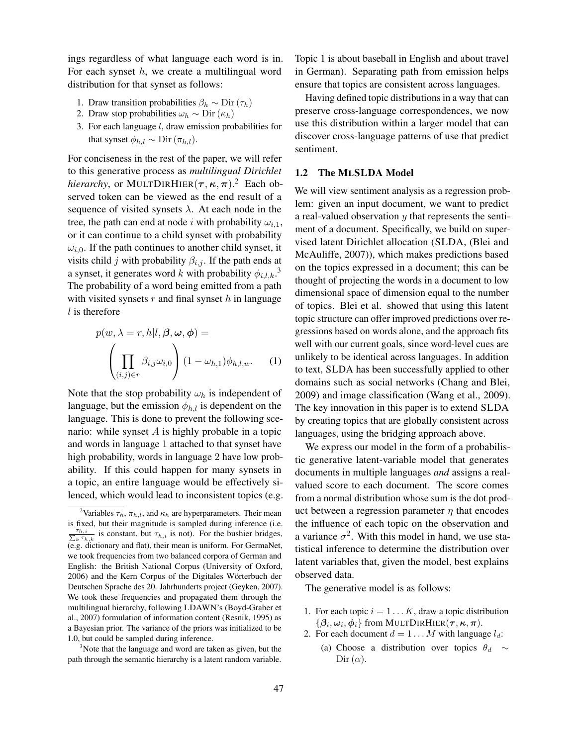ings regardless of what language each word is in. For each synset $h$, we create a multilingual word distribution for that synset as follows:

1. Draw transition probabilities $\beta_h \sim \text{Dir}(\tau_h)$
2. Draw stop probabilities $\omega_h \sim \text{Dir}(\kappa_h)$
3. For each language $l$, draw emission probabilities for that synset $\phi_{h,l} \sim \text{Dir}(\pi_{h,l})$.

For conciseness in the rest of the paper, we will refer to this generative process as *multilingual Dirichlet hierarchy*, or MULTDIRHIER$(\boldsymbol{\tau}, \boldsymbol{\kappa}, \boldsymbol{\pi})$.[2] Each observed token can be viewed as the end result of a sequence of visited synsets $\lambda$. At each node in the tree, the path can end at node $i$ with probability $\omega_{i,1}$, or it can continue to a child synset with probability $\omega_{i,0}$. If the path continues to another child synset, it visits child $j$ with probability $\beta_{i,j}$. If the path ends at a synset, it generates word $k$ with probability $\phi_{i,l,k}$.[3] The probability of a word being emitted from a path with visited synsets $r$ and final synset $h$ in language $l$ is therefore

$$p(w, \lambda = r, h | l, \boldsymbol{\beta}, \boldsymbol{\omega}, \boldsymbol{\phi}) = \left( \prod_{(i,j) \in r} \beta_{i,j} \omega_{i,0} \right) (1 - \omega_{h,1}) \phi_{h,l,w}. \quad (1)$$

Note that the stop probability $\omega_h$ is independent of language, but the emission $\phi_{h,l}$ is dependent on the language. This is done to prevent the following scenario: while synset $A$ is highly probable in a topic and words in language 1 attached to that synset have high probability, words in language 2 have low probability. If this could happen for many synsets in a topic, an entire language would be effectively silenced, which would lead to inconsistent topics (e.g. Topic 1 is about baseball in English and about travel in German). Separating path from emission helps ensure that topics are consistent across languages.

Having defined topic distributions in a way that can preserve cross-language correspondences, we now use this distribution within a larger model that can discover cross-language patterns of use that predict sentiment.

### 1.2 The MLSLDA Model

We will view sentiment analysis as a regression problem: given an input document, we want to predict a real-valued observation $y$ that represents the sentiment of a document. Specifically, we build on supervised latent Dirichlet allocation (SLDA, (Blei and McAuliffe, 2007)), which makes predictions based on the topics expressed in a document; this can be thought of projecting the words in a document to low dimensional space of dimension equal to the number of topics. Blei et al. showed that using this latent topic structure can offer improved predictions over regressions based on words alone, and the approach fits well with our current goals, since word-level cues are unlikely to be identical across languages. In addition to text, SLDA has been successfully applied to other domains such as social networks (Chang and Blei, 2009) and image classification (Wang et al., 2009). The key innovation in this paper is to extend SLDA by creating topics that are globally consistent across languages, using the bridging approach above.

We express our model in the form of a probabilistic generative latent-variable model that generates documents in multiple languages *and* assigns a real-valued score to each document. The score comes from a normal distribution whose sum is the dot product between a regression parameter $\eta$ that encodes the influence of each topic on the observation and a variance $\sigma^2$. With this model in hand, we use statistical inference to determine the distribution over latent variables that, given the model, best explains observed data.

The generative model is as follows:

1. For each topic $i = 1 \ldots K$, draw a topic distribution $\{\boldsymbol{\beta}_i, \boldsymbol{\omega}_i, \boldsymbol{\phi}_i\}$ from MULTDIRHIER$(\boldsymbol{\tau}, \boldsymbol{\kappa}, \boldsymbol{\pi})$.
2. For each document $d = 1 \ldots M$ with language $l_d$:
    (a) Choose a distribution over topics $\theta_d \sim \text{Dir}(\alpha)$.

---

[2] Variables $\tau_h$, $\pi_{h,l}$, and $\kappa_h$ are hyperparameters. Their mean is fixed, but their magnitude is sampled during inference (i.e. $\frac{\tau_{h,i}}{\sum_k \tau_{h,k}}$ is constant, but $\tau_{h,i}$ is not). For the bushier bridges, (e.g. dictionary and flat), their mean is uniform. For GermaNet, we took frequencies from two balanced corpora of German and English: the British National Corpus (University of Oxford, 2006) and the Kern Corpus of the Digitales Wörterbuch der Deutschen Sprache des 20. Jahrhunderts project (Geyken, 2007). We took these frequencies and propagated them through the multilingual hierarchy, following LDAWN's (Boyd-Graber et al., 2007) formulation of information content (Resnik, 1995) as a Bayesian prior. The variance of the priors was initialized to be 1.0, but could be sampled during inference.

[3] Note that the language and word are taken as given, but the path through the semantic hierarchy is a latent random variable.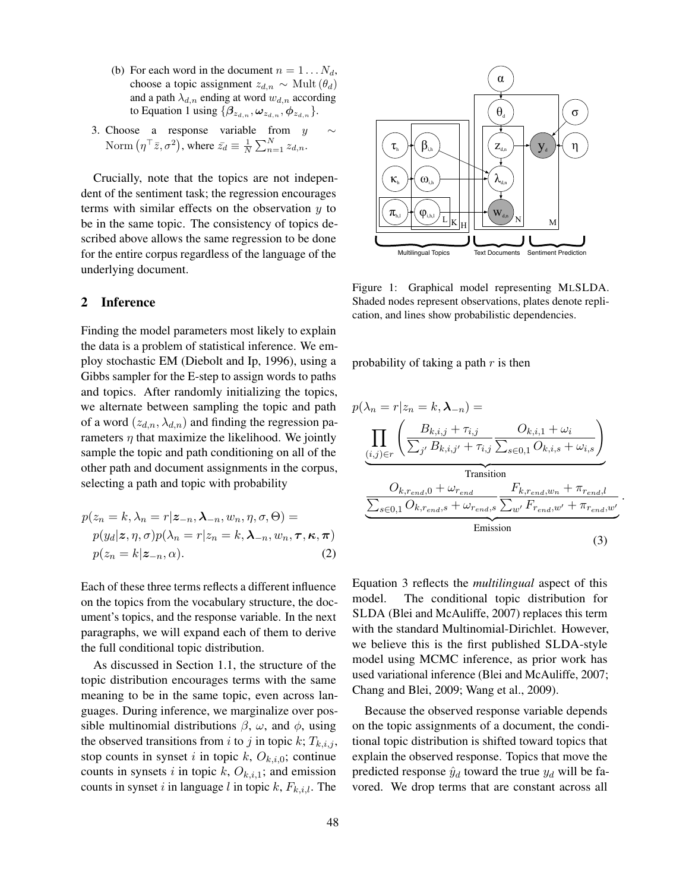(b) For each word in the document $n = 1 \ldots N_d$, choose a topic assignment $z_{d,n} \sim \text{Mult}(\theta_d)$ and a path $\lambda_{d,n}$ ending at word $w_{d,n}$ according to Equation 1 using $\{\boldsymbol{\beta}_{z_{d,n}}, \boldsymbol{\omega}_{z_{d,n}}, \boldsymbol{\phi}_{z_{d,n}}\}$.

3. Choose a response variable from $y \sim \text{Norm}\left(\eta^\top \bar{z}, \sigma^2\right)$, where $\bar{z_d} \equiv \frac{1}{N}\sum_{n=1}^{N} z_{d,n}$.

Crucially, note that the topics are not independent of the sentiment task; the regression encourages terms with similar effects on the observation $y$ to be in the same topic. The consistency of topics described above allows the same regression to be done for the entire corpus regardless of the language of the underlying document.

## 2 Inference

Finding the model parameters most likely to explain the data is a problem of statistical inference. We employ stochastic EM (Diebolt and Ip, 1996), using a Gibbs sampler for the E-step to assign words to paths and topics. After randomly initializing the topics, we alternate between sampling the topic and path of a word $(z_{d,n}, \lambda_{d,n})$ and finding the regression parameters $\eta$ that maximize the likelihood. We jointly sample the topic and path conditioning on all of the other path and document assignments in the corpus, selecting a path and topic with probability

$$
\begin{aligned}
&p(z_n = k, \lambda_n = r | \boldsymbol{z}_{-n}, \boldsymbol{\lambda}_{-n}, w_n, \eta, \sigma, \Theta) = \\
&\quad p(y_d|\boldsymbol{z}, \eta, \sigma) p(\lambda_n = r | z_n = k, \boldsymbol{\lambda}_{-n}, w_n, \boldsymbol{\tau}, \boldsymbol{\kappa}, \boldsymbol{\pi}) \\
&\quad p(z_n = k | \boldsymbol{z}_{-n}, \alpha). \qquad (2)
\end{aligned}
$$

Each of these three terms reflects a different influence on the topics from the vocabulary structure, the document's topics, and the response variable. In the next paragraphs, we will expand each of them to derive the full conditional topic distribution.

As discussed in Section 1.1, the structure of the topic distribution encourages terms with the same meaning to be in the same topic, even across languages. During inference, we marginalize over possible multinomial distributions $\beta$, $\omega$, and $\phi$, using the observed transitions from $i$ to $j$ in topic $k$; $T_{k,i,j}$, stop counts in synset $i$ in topic $k$, $O_{k,i,0}$; continue counts in synsets $i$ in topic $k$, $O_{k,i,1}$; and emission counts in synset $i$ in language $l$ in topic $k$, $F_{k,i,l}$. The probability of taking a path $r$ is then

$$
\begin{aligned}
&p(\lambda_n = r | z_n = k, \boldsymbol{\lambda}_{-n}) = \\
&\underbrace{\prod_{(i,j) \in r} \left( \frac{B_{k,i,j} + \tau_{i,j}}{\sum_{j'} B_{k,i,j'} + \tau_{i,j}} \frac{O_{k,i,1} + \omega_i}{\sum_{s \in 0,1} O_{k,i,s} + \omega_{i,s}} \right)}_{\text{Transition}} \\
&\underbrace{\frac{O_{k,r_{end},0} + \omega_{r_{end}}}{\sum_{s \in 0,1} O_{k,r_{end},s} + \omega_{r_{end},s}} \frac{F_{k,r_{end},w_n} + \pi_{r_{end},l}}{\sum_{w'} F_{r_{end},w'} + \pi_{r_{end},w'}}}_{\text{Emission}}. \qquad (3)
\end{aligned}
$$

Figure 1: Graphical model representing MLSLDA. Shaded nodes represent observations, plates denote replication, and lines show probabilistic dependencies.

Equation 3 reflects the *multilingual* aspect of this model. The conditional topic distribution for SLDA (Blei and McAuliffe, 2007) replaces this term with the standard Multinomial-Dirichlet. However, we believe this is the first published SLDA-style model using MCMC inference, as prior work has used variational inference (Blei and McAuliffe, 2007; Chang and Blei, 2009; Wang et al., 2009).

Because the observed response variable depends on the topic assignments of a document, the conditional topic distribution is shifted toward topics that explain the observed response. Topics that move the predicted response $\hat{y}_d$ toward the true $y_d$ will be favored. We drop terms that are constant across all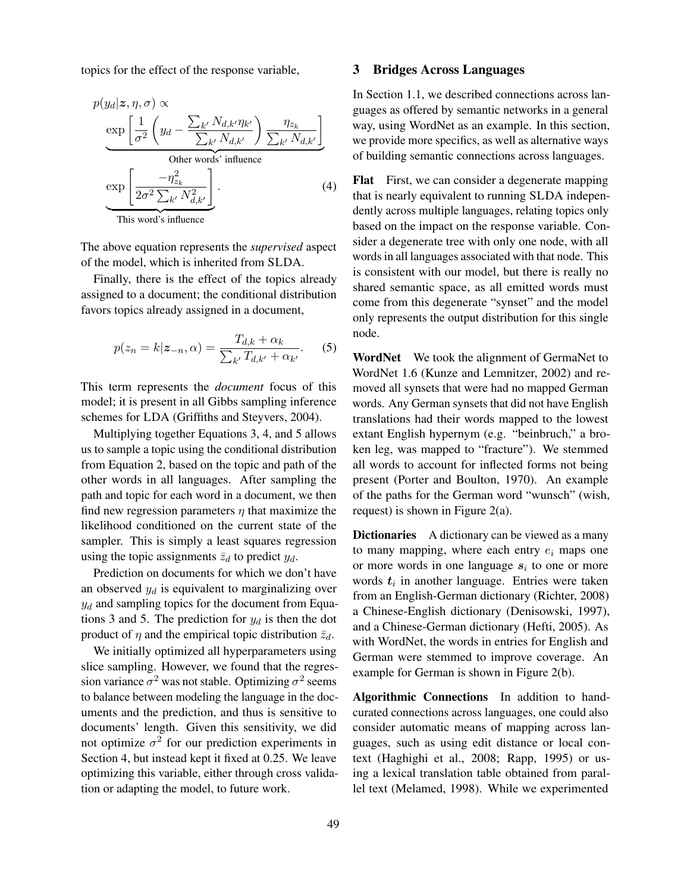topics for the effect of the response variable,

$$
p(y_d|\boldsymbol{z}, \eta, \sigma) \propto \underbrace{\exp\left[\frac{1}{\sigma^2}\left(y_d - \frac{\sum_{k'} N_{d,k'}\eta_{k'}}{\sum_{k'} N_{d,k'}}\right)\frac{\eta_{z_k}}{\sum_{k'} N_{d,k'}}\right]}_{\text{Other words' influence}} \underbrace{\exp\left[\frac{-\eta_{z_k}^2}{2\sigma^2 \sum_{k'} N_{d,k'}^2}\right]}_{\text{This word's influence}}. \quad (4)
$$

The above equation represents the *supervised* aspect of the model, which is inherited from SLDA.

Finally, there is the effect of the topics already assigned to a document; the conditional distribution favors topics already assigned in a document,

$$
p(z_n = k|\boldsymbol{z}_{-n}, \alpha) = \frac{T_{d,k} + \alpha_k}{\sum_{k'} T_{d,k'} + \alpha_{k'}}. \quad (5)
$$

This term represents the *document* focus of this model; it is present in all Gibbs sampling inference schemes for LDA (Griffiths and Steyvers, 2004).

Multiplying together Equations 3, 4, and 5 allows us to sample a topic using the conditional distribution from Equation 2, based on the topic and path of the other words in all languages. After sampling the path and topic for each word in a document, we then find new regression parameters $\eta$ that maximize the likelihood conditioned on the current state of the sampler. This is simply a least squares regression using the topic assignments $\bar{z}_d$ to predict $y_d$.

Prediction on documents for which we don't have an observed $y_d$ is equivalent to marginalizing over $y_d$ and sampling topics for the document from Equations 3 and 5. The prediction for $y_d$ is then the dot product of $\eta$ and the empirical topic distribution $\bar{z}_d$.

We initially optimized all hyperparameters using slice sampling. However, we found that the regression variance $\sigma^2$ was not stable. Optimizing $\sigma^2$ seems to balance between modeling the language in the documents and the prediction, and thus is sensitive to documents' length. Given this sensitivity, we did not optimize $\sigma^2$ for our prediction experiments in Section 4, but instead kept it fixed at 0.25. We leave optimizing this variable, either through cross validation or adapting the model, to future work.

## 3 Bridges Across Languages

In Section 1.1, we described connections across languages as offered by semantic networks in a general way, using WordNet as an example. In this section, we provide more specifics, as well as alternative ways of building semantic connections across languages.

**Flat** First, we can consider a degenerate mapping that is nearly equivalent to running SLDA independently across multiple languages, relating topics only based on the impact on the response variable. Consider a degenerate tree with only one node, with all words in all languages associated with that node. This is consistent with our model, but there is really no shared semantic space, as all emitted words must come from this degenerate "synset" and the model only represents the output distribution for this single node.

**WordNet** We took the alignment of GermaNet to WordNet 1.6 (Kunze and Lemnitzer, 2002) and removed all synsets that were had no mapped German words. Any German synsets that did not have English translations had their words mapped to the lowest extant English hypernym (e.g. "beinbruch," a broken leg, was mapped to "fracture"). We stemmed all words to account for inflected forms not being present (Porter and Boulton, 1970). An example of the paths for the German word "wunsch" (wish, request) is shown in Figure 2(a).

**Dictionaries** A dictionary can be viewed as a many to many mapping, where each entry $e_i$ maps one or more words in one language $\boldsymbol{s}_i$ to one or more words $\boldsymbol{t}_i$ in another language. Entries were taken from an English-German dictionary (Richter, 2008) a Chinese-English dictionary (Denisowski, 1997), and a Chinese-German dictionary (Hefti, 2005). As with WordNet, the words in entries for English and German were stemmed to improve coverage. An example for German is shown in Figure 2(b).

**Algorithmic Connections** In addition to hand-curated connections across languages, one could also consider automatic means of mapping across languages, such as using edit distance or local context (Haghighi et al., 2008; Rapp, 1995) or using a lexical translation table obtained from parallel text (Melamed, 1998). While we experimented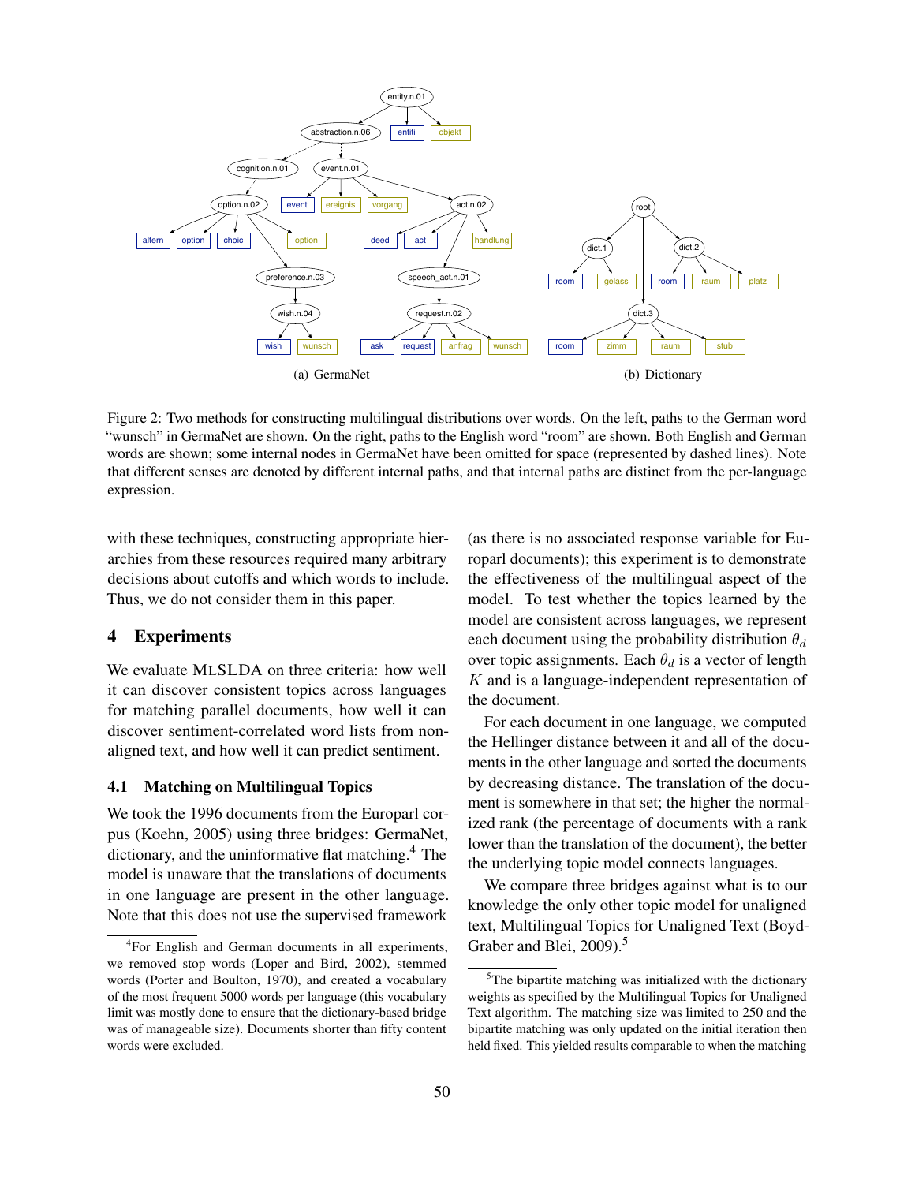(a) GermaNet

(b) Dictionary

Figure 2: Two methods for constructing multilingual distributions over words. On the left, paths to the German word "wunsch" in GermaNet are shown. On the right, paths to the English word "room" are shown. Both English and German words are shown; some internal nodes in GermaNet have been omitted for space (represented by dashed lines). Note that different senses are denoted by different internal paths, and that internal paths are distinct from the per-language expression.

with these techniques, constructing appropriate hierarchies from these resources required many arbitrary decisions about cutoffs and which words to include. Thus, we do not consider them in this paper.

## 4 Experiments

We evaluate MLSLDA on three criteria: how well it can discover consistent topics across languages for matching parallel documents, how well it can discover sentiment-correlated word lists from non-aligned text, and how well it can predict sentiment.

### 4.1 Matching on Multilingual Topics

We took the 1996 documents from the Europarl corpus (Koehn, 2005) using three bridges: GermaNet, dictionary, and the uninformative flat matching.[4] The model is unaware that the translations of documents in one language are present in the other language. Note that this does not use the supervised framework (as there is no associated response variable for Europarl documents); this experiment is to demonstrate the effectiveness of the multilingual aspect of the model. To test whether the topics learned by the model are consistent across languages, we represent each document using the probability distribution $\theta_d$ over topic assignments. Each $\theta_d$ is a vector of length $K$ and is a language-independent representation of the document.

For each document in one language, we computed the Hellinger distance between it and all of the documents in the other language and sorted the documents by decreasing distance. The translation of the document is somewhere in that set; the higher the normalized rank (the percentage of documents with a rank lower than the translation of the document), the better the underlying topic model connects languages.

We compare three bridges against what is to our knowledge the only other topic model for unaligned text, Multilingual Topics for Unaligned Text (Boyd-Graber and Blei, 2009).[5]

[4] For English and German documents in all experiments, we removed stop words (Loper and Bird, 2002), stemmed words (Porter and Boulton, 1970), and created a vocabulary of the most frequent 5000 words per language (this vocabulary limit was mostly done to ensure that the dictionary-based bridge was of manageable size). Documents shorter than fifty content words were excluded.

[5] The bipartite matching was initialized with the dictionary weights as specified by the Multilingual Topics for Unaligned Text algorithm. The matching size was limited to 250 and the bipartite matching was only updated on the initial iteration then held fixed. This yielded results comparable to when the matching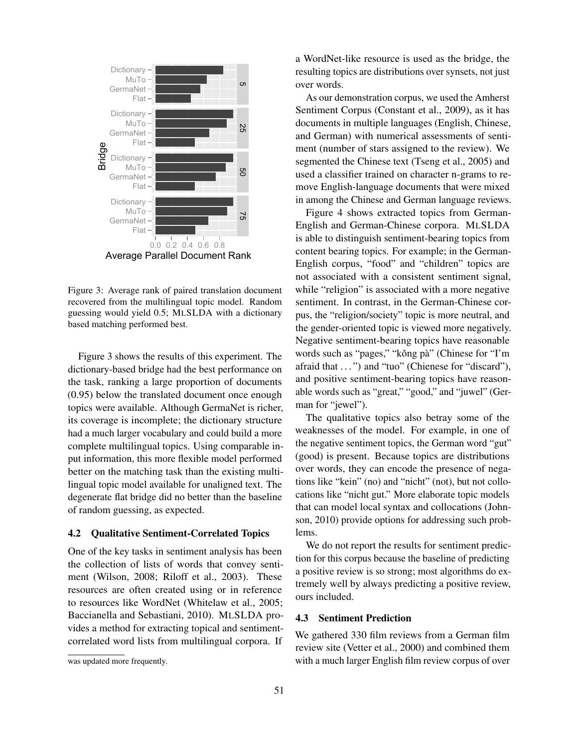Figure 3: Average rank of paired translation document recovered from the multilingual topic model. Random guessing would yield 0.5; MLSLDA with a dictionary based matching performed best.

Figure 3 shows the results of this experiment. The dictionary-based bridge had the best performance on the task, ranking a large proportion of documents (0.95) below the translated document once enough topics were available. Although GermaNet is richer, its coverage is incomplete; the dictionary structure had a much larger vocabulary and could build a more complete multilingual topics. Using comparable input information, this more flexible model performed better on the matching task than the existing multilingual topic model available for unaligned text. The degenerate flat bridge did no better than the baseline of random guessing, as expected.

### 4.2 Qualitative Sentiment-Correlated Topics

One of the key tasks in sentiment analysis has been the collection of lists of words that convey sentiment (Wilson, 2008; Riloff et al., 2003). These resources are often created using or in reference to resources like WordNet (Whitelaw et al., 2005; Baccianella and Sebastiani, 2010). MLSLDA provides a method for extracting topical and sentiment-correlated word lists from multilingual corpora. If a WordNet-like resource is used as the bridge, the resulting topics are distributions over synsets, not just over words.

As our demonstration corpus, we used the Amherst Sentiment Corpus (Constant et al., 2009), as it has documents in multiple languages (English, Chinese, and German) with numerical assessments of sentiment (number of stars assigned to the review). We segmented the Chinese text (Tseng et al., 2005) and used a classifier trained on character n-grams to remove English-language documents that were mixed in among the Chinese and German language reviews.

Figure 4 shows extracted topics from German-English and German-Chinese corpora. MLSLDA is able to distinguish sentiment-bearing topics from content bearing topics. For example; in the German-English corpus, "food" and "children" topics are not associated with a consistent sentiment signal, while "religion" is associated with a more negative sentiment. In contrast, in the German-Chinese corpus, the "religion/society" topic is more neutral, and the gender-oriented topic is viewed more negatively. Negative sentiment-bearing topics have reasonable words such as "pages," "kǒng pà" (Chinese for "I'm afraid that ...") and "tuo" (Chienese for "discard"), and positive sentiment-bearing topics have reasonable words such as "great," "good," and "juwel" (German for "jewel").

The qualitative topics also betray some of the weaknesses of the model. For example, in one of the negative sentiment topics, the German word "gut" (good) is present. Because topics are distributions over words, they can encode the presence of negations like "kein" (no) and "nicht" (not), but not collocations like "nicht gut." More elaborate topic models that can model local syntax and collocations (Johnson, 2010) provide options for addressing such problems.

We do not report the results for sentiment prediction for this corpus because the baseline of predicting a positive review is so strong; most algorithms do extremely well by always predicting a positive review, ours included.

### 4.3 Sentiment Prediction

We gathered 330 film reviews from a German film review site (Vetter et al., 2000) and combined them with a much larger English film review corpus of over

was updated more frequently.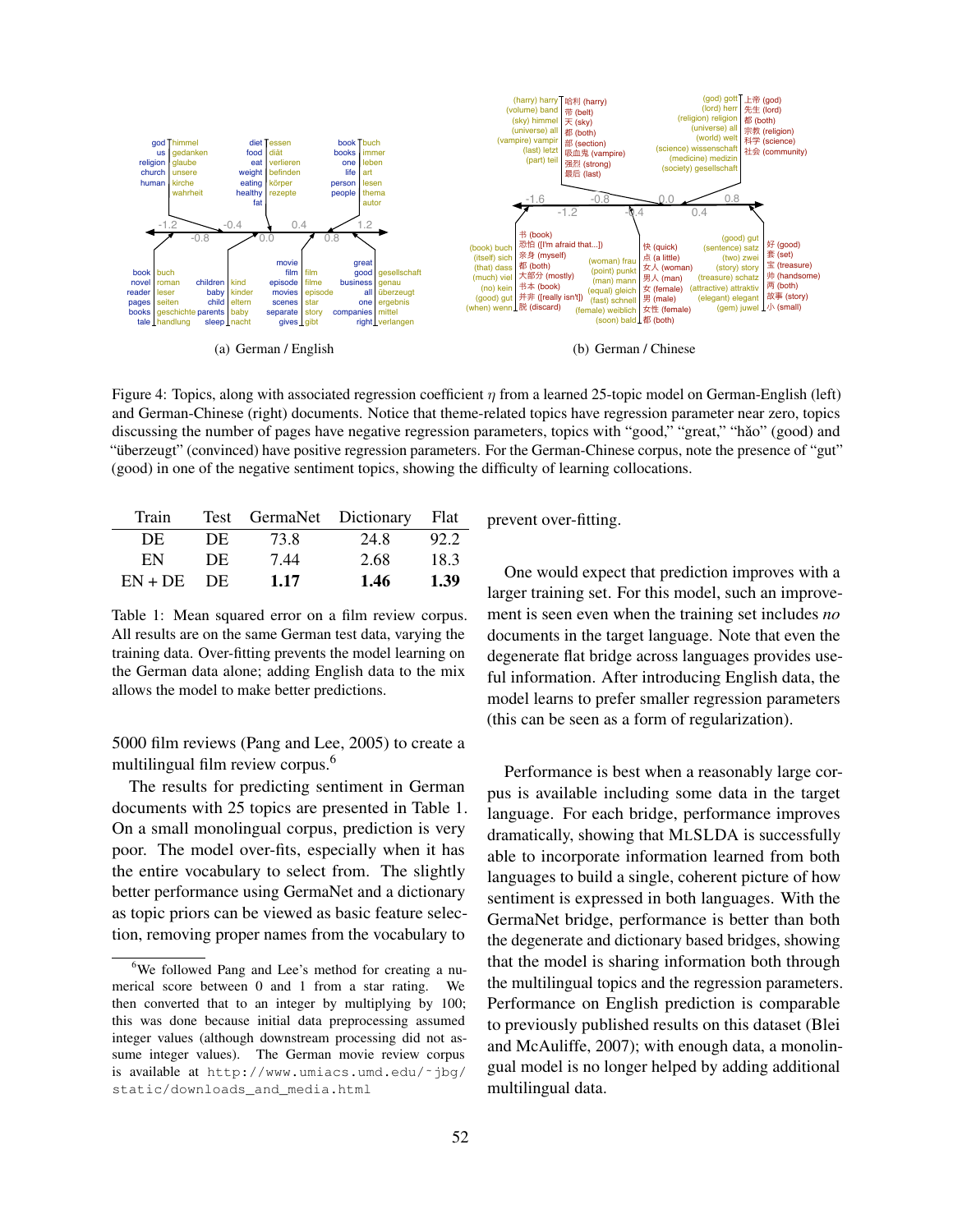(a) German / English

(b) German / Chinese

Figure 4: Topics, along with associated regression coefficient $\eta$ from a learned 25-topic model on German-English (left) and German-Chinese (right) documents. Notice that theme-related topics have regression parameter near zero, topics discussing the number of pages have negative regression parameters, topics with "good," "great," "hǎo" (good) and "überzeugt" (convinced) have positive regression parameters. For the German-Chinese corpus, note the presence of "gut" (good) in one of the negative sentiment topics, showing the difficulty of learning collocations.

| Train | Test | GermaNet | Dictionary | Flat |
|---|---|---|---|---|
| DE | DE | 73.8 | 24.8 | 92.2 |
| EN | DE | 7.44 | 2.68 | 18.3 |
| EN + DE | DE | **1.17** | **1.46** | **1.39** |

Table 1: Mean squared error on a film review corpus. All results are on the same German test data, varying the training data. Over-fitting prevents the model learning on the German data alone; adding English data to the mix allows the model to make better predictions.

5000 film reviews (Pang and Lee, 2005) to create a multilingual film review corpus.[6]

The results for predicting sentiment in German documents with 25 topics are presented in Table 1. On a small monolingual corpus, prediction is very poor. The model over-fits, especially when it has the entire vocabulary to select from. The slightly better performance using GermaNet and a dictionary as topic priors can be viewed as basic feature selection, removing proper names from the vocabulary to prevent over-fitting.

One would expect that prediction improves with a larger training set. For this model, such an improvement is seen even when the training set includes *no* documents in the target language. Note that even the degenerate flat bridge across languages provides useful information. After introducing English data, the model learns to prefer smaller regression parameters (this can be seen as a form of regularization).

Performance is best when a reasonably large corpus is available including some data in the target language. For each bridge, performance improves dramatically, showing that MLSLDA is successfully able to incorporate information learned from both languages to build a single, coherent picture of how sentiment is expressed in both languages. With the GermaNet bridge, performance is better than both the degenerate and dictionary based bridges, showing that the model is sharing information both through the multilingual topics and the regression parameters. Performance on English prediction is comparable to previously published results on this dataset (Blei and McAuliffe, 2007); with enough data, a monolingual model is no longer helped by adding additional multilingual data.

[6] We followed Pang and Lee's method for creating a numerical score between 0 and 1 from a star rating. We then converted that to an integer by multiplying by 100; this was done because initial data preprocessing assumed integer values (although downstream processing did not assume integer values). The German movie review corpus is available at `http://www.umiacs.umd.edu/~jbg/static/downloads_and_media.html`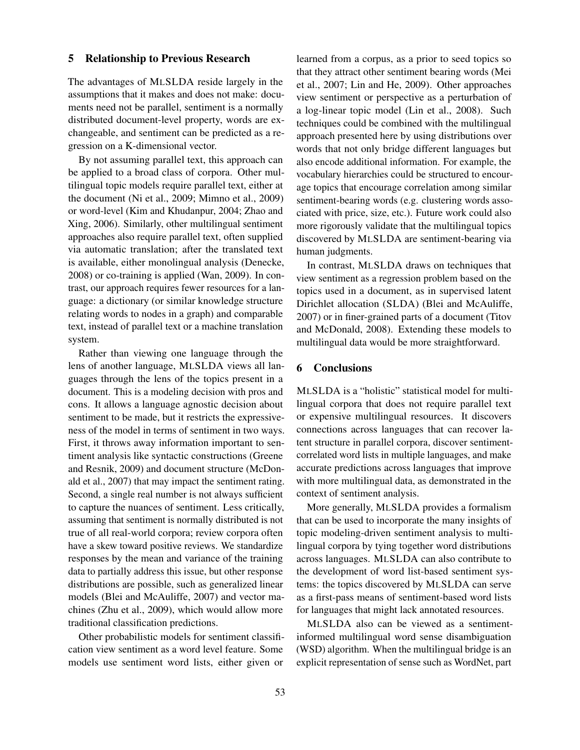## 5 Relationship to Previous Research

The advantages of MLSLDA reside largely in the assumptions that it makes and does not make: documents need not be parallel, sentiment is a normally distributed document-level property, words are exchangeable, and sentiment can be predicted as a regression on a K-dimensional vector.

By not assuming parallel text, this approach can be applied to a broad class of corpora. Other multilingual topic models require parallel text, either at the document (Ni et al., 2009; Mimno et al., 2009) or word-level (Kim and Khudanpur, 2004; Zhao and Xing, 2006). Similarly, other multilingual sentiment approaches also require parallel text, often supplied via automatic translation; after the translated text is available, either monolingual analysis (Denecke, 2008) or co-training is applied (Wan, 2009). In contrast, our approach requires fewer resources for a language: a dictionary (or similar knowledge structure relating words to nodes in a graph) and comparable text, instead of parallel text or a machine translation system.

Rather than viewing one language through the lens of another language, MLSLDA views all languages through the lens of the topics present in a document. This is a modeling decision with pros and cons. It allows a language agnostic decision about sentiment to be made, but it restricts the expressiveness of the model in terms of sentiment in two ways. First, it throws away information important to sentiment analysis like syntactic constructions (Greene and Resnik, 2009) and document structure (McDonald et al., 2007) that may impact the sentiment rating. Second, a single real number is not always sufficient to capture the nuances of sentiment. Less critically, assuming that sentiment is normally distributed is not true of all real-world corpora; review corpora often have a skew toward positive reviews. We standardize responses by the mean and variance of the training data to partially address this issue, but other response distributions are possible, such as generalized linear models (Blei and McAuliffe, 2007) and vector machines (Zhu et al., 2009), which would allow more traditional classification predictions.

Other probabilistic models for sentiment classification view sentiment as a word level feature. Some models use sentiment word lists, either given or learned from a corpus, as a prior to seed topics so that they attract other sentiment bearing words (Mei et al., 2007; Lin and He, 2009). Other approaches view sentiment or perspective as a perturbation of a log-linear topic model (Lin et al., 2008). Such techniques could be combined with the multilingual approach presented here by using distributions over words that not only bridge different languages but also encode additional information. For example, the vocabulary hierarchies could be structured to encourage topics that encourage correlation among similar sentiment-bearing words (e.g. clustering words associated with price, size, etc.). Future work could also more rigorously validate that the multilingual topics discovered by MLSLDA are sentiment-bearing via human judgments.

In contrast, MLSLDA draws on techniques that view sentiment as a regression problem based on the topics used in a document, as in supervised latent Dirichlet allocation (SLDA) (Blei and McAuliffe, 2007) or in finer-grained parts of a document (Titov and McDonald, 2008). Extending these models to multilingual data would be more straightforward.

## 6 Conclusions

MLSLDA is a "holistic" statistical model for multilingual corpora that does not require parallel text or expensive multilingual resources. It discovers connections across languages that can recover latent structure in parallel corpora, discover sentiment-correlated word lists in multiple languages, and make accurate predictions across languages that improve with more multilingual data, as demonstrated in the context of sentiment analysis.

More generally, MLSLDA provides a formalism that can be used to incorporate the many insights of topic modeling-driven sentiment analysis to multilingual corpora by tying together word distributions across languages. MLSLDA can also contribute to the development of word list-based sentiment systems: the topics discovered by MLSLDA can serve as a first-pass means of sentiment-based word lists for languages that might lack annotated resources.

MLSLDA also can be viewed as a sentiment-informed multilingual word sense disambiguation (WSD) algorithm. When the multilingual bridge is an explicit representation of sense such as WordNet, part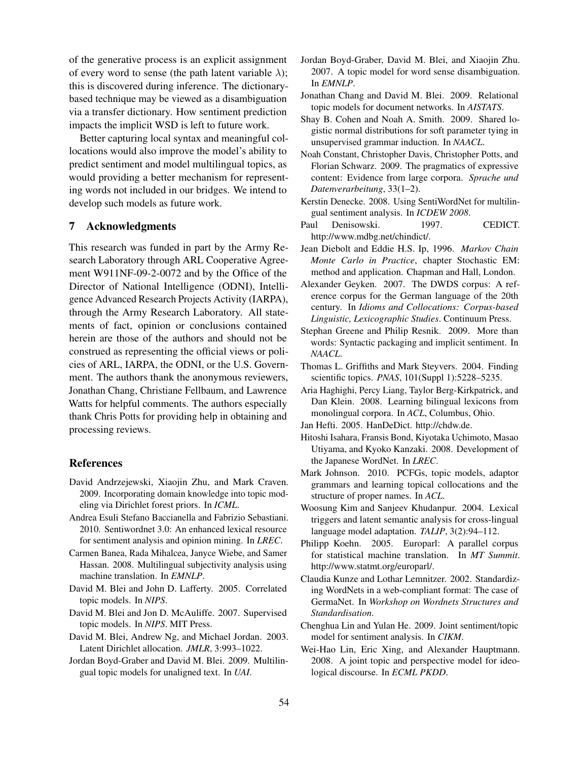of the generative process is an explicit assignment of every word to sense (the path latent variable $\lambda$); this is discovered during inference. The dictionary-based technique may be viewed as a disambiguation via a transfer dictionary. How sentiment prediction impacts the implicit WSD is left to future work.

Better capturing local syntax and meaningful collocations would also improve the model's ability to predict sentiment and model multilingual topics, as would providing a better mechanism for representing words not included in our bridges. We intend to develop such models as future work.

## 7 Acknowledgments

This research was funded in part by the Army Research Laboratory through ARL Cooperative Agreement W911NF-09-2-0072 and by the Office of the Director of National Intelligence (ODNI), Intelligence Advanced Research Projects Activity (IARPA), through the Army Research Laboratory. All statements of fact, opinion or conclusions contained herein are those of the authors and should not be construed as representing the official views or policies of ARL, IARPA, the ODNI, or the U.S. Government. The authors thank the anonymous reviewers, Jonathan Chang, Christiane Fellbaum, and Lawrence Watts for helpful comments. The authors especially thank Chris Potts for providing help in obtaining and processing reviews.

## References

David Andrzejewski, Xiaojin Zhu, and Mark Craven. 2009. Incorporating domain knowledge into topic modeling via Dirichlet forest priors. In *ICML*.

Andrea Esuli Stefano Baccianella and Fabrizio Sebastiani. 2010. Sentiwordnet 3.0: An enhanced lexical resource for sentiment analysis and opinion mining. In *LREC*.

Carmen Banea, Rada Mihalcea, Janyce Wiebe, and Samer Hassan. 2008. Multilingual subjectivity analysis using machine translation. In *EMNLP*.

David M. Blei and John D. Lafferty. 2005. Correlated topic models. In *NIPS*.

David M. Blei and Jon D. McAuliffe. 2007. Supervised topic models. In *NIPS*. MIT Press.

David M. Blei, Andrew Ng, and Michael Jordan. 2003. Latent Dirichlet allocation. *JMLR*, 3:993–1022.

Jordan Boyd-Graber and David M. Blei. 2009. Multilingual topic models for unaligned text. In *UAI*.

Jordan Boyd-Graber, David M. Blei, and Xiaojin Zhu. 2007. A topic model for word sense disambiguation. In *EMNLP*.

Jonathan Chang and David M. Blei. 2009. Relational topic models for document networks. In *AISTATS*.

Shay B. Cohen and Noah A. Smith. 2009. Shared logistic normal distributions for soft parameter tying in unsupervised grammar induction. In *NAACL*.

Noah Constant, Christopher Davis, Christopher Potts, and Florian Schwarz. 2009. The pragmatics of expressive content: Evidence from large corpora. *Sprache und Datenverarbeitung*, 33(1–2).

Kerstin Denecke. 2008. Using SentiWordNet for multilingual sentiment analysis. In *ICDEW 2008*.

Paul Denisowski. 1997. CEDICT. http://www.mdbg.net/chindict/.

Jean Diebolt and Eddie H.S. Ip, 1996. *Markov Chain Monte Carlo in Practice*, chapter Stochastic EM: method and application. Chapman and Hall, London.

Alexander Geyken. 2007. The DWDS corpus: A reference corpus for the German language of the 20th century. In *Idioms and Collocations: Corpus-based Linguistic, Lexicographic Studies*. Continuum Press.

Stephan Greene and Philip Resnik. 2009. More than words: Syntactic packaging and implicit sentiment. In *NAACL*.

Thomas L. Griffiths and Mark Steyvers. 2004. Finding scientific topics. *PNAS*, 101(Suppl 1):5228–5235.

Aria Haghighi, Percy Liang, Taylor Berg-Kirkpatrick, and Dan Klein. 2008. Learning bilingual lexicons from monolingual corpora. In *ACL*, Columbus, Ohio.

Jan Hefti. 2005. HanDeDict. http://chdw.de.

Hitoshi Isahara, Fransis Bond, Kiyotaka Uchimoto, Masao Utiyama, and Kyoko Kanzaki. 2008. Development of the Japanese WordNet. In *LREC*.

Mark Johnson. 2010. PCFGs, topic models, adaptor grammars and learning topical collocations and the structure of proper names. In *ACL*.

Woosung Kim and Sanjeev Khudanpur. 2004. Lexical triggers and latent semantic analysis for cross-lingual language model adaptation. *TALIP*, 3(2):94–112.

Philipp Koehn. 2005. Europarl: A parallel corpus for statistical machine translation. In *MT Summit*. http://www.statmt.org/europarl/.

Claudia Kunze and Lothar Lemnitzer. 2002. Standardizing WordNets in a web-compliant format: The case of GermaNet. In *Workshop on Wordnets Structures and Standardisation*.

Chenghua Lin and Yulan He. 2009. Joint sentiment/topic model for sentiment analysis. In *CIKM*.

Wei-Hao Lin, Eric Xing, and Alexander Hauptmann. 2008. A joint topic and perspective model for ideological discourse. In *ECML PKDD*.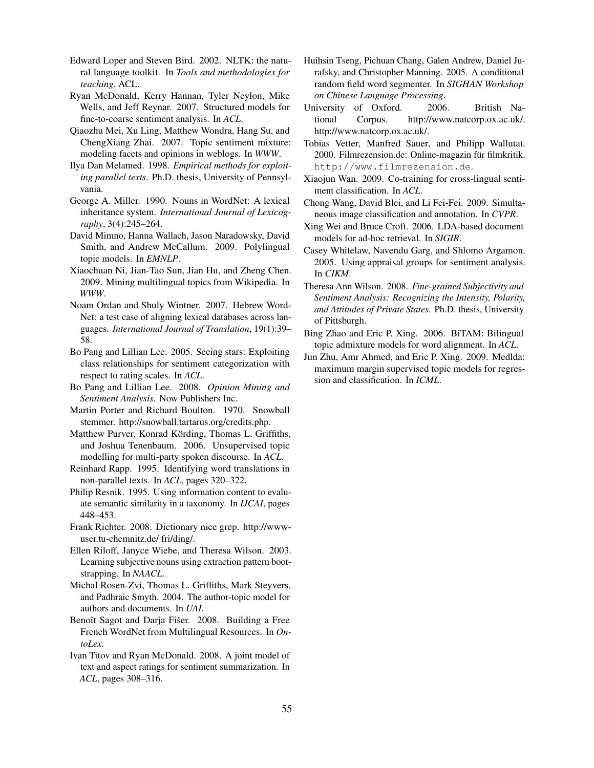Edward Loper and Steven Bird. 2002. NLTK: the natural language toolkit. In *Tools and methodologies for teaching*. ACL.

Ryan McDonald, Kerry Hannan, Tyler Neylon, Mike Wells, and Jeff Reynar. 2007. Structured models for fine-to-coarse sentiment analysis. In *ACL*.

Qiaozhu Mei, Xu Ling, Matthew Wondra, Hang Su, and ChengXiang Zhai. 2007. Topic sentiment mixture: modeling facets and opinions in weblogs. In *WWW*.

Ilya Dan Melamed. 1998. *Empirical methods for exploiting parallel texts*. Ph.D. thesis, University of Pennsylvania.

George A. Miller. 1990. Nouns in WordNet: A lexical inheritance system. *International Journal of Lexicography*, 3(4):245–264.

David Mimno, Hanna Wallach, Jason Naradowsky, David Smith, and Andrew McCallum. 2009. Polylingual topic models. In *EMNLP*.

Xiaochuan Ni, Jian-Tao Sun, Jian Hu, and Zheng Chen. 2009. Mining multilingual topics from Wikipedia. In *WWW*.

Noam Ordan and Shuly Wintner. 2007. Hebrew WordNet: a test case of aligning lexical databases across languages. *International Journal of Translation*, 19(1):39–58.

Bo Pang and Lillian Lee. 2005. Seeing stars: Exploiting class relationships for sentiment categorization with respect to rating scales. In *ACL*.

Bo Pang and Lillian Lee. 2008. *Opinion Mining and Sentiment Analysis*. Now Publishers Inc.

Martin Porter and Richard Boulton. 1970. Snowball stemmer. http://snowball.tartarus.org/credits.php.

Matthew Purver, Konrad Körding, Thomas L. Griffiths, and Joshua Tenenbaum. 2006. Unsupervised topic modelling for multi-party spoken discourse. In *ACL*.

Reinhard Rapp. 1995. Identifying word translations in non-parallel texts. In *ACL*, pages 320–322.

Philip Resnik. 1995. Using information content to evaluate semantic similarity in a taxonomy. In *IJCAI*, pages 448–453.

Frank Richter. 2008. Dictionary nice grep. http://www-user.tu-chemnitz.de/ fri/ding/.

Ellen Riloff, Janyce Wiebe, and Theresa Wilson. 2003. Learning subjective nouns using extraction pattern bootstrapping. In *NAACL*.

Michal Rosen-Zvi, Thomas L. Griffiths, Mark Steyvers, and Padhraic Smyth. 2004. The author-topic model for authors and documents. In *UAI*.

Benoît Sagot and Darja Fišer. 2008. Building a Free French WordNet from Multilingual Resources. In *OntoLex*.

Ivan Titov and Ryan McDonald. 2008. A joint model of text and aspect ratings for sentiment summarization. In *ACL*, pages 308–316.

Huihsin Tseng, Pichuan Chang, Galen Andrew, Daniel Jurafsky, and Christopher Manning. 2005. A conditional random field word segmenter. In *SIGHAN Workshop on Chinese Language Processing*.

University of Oxford. 2006. British National Corpus. http://www.natcorp.ox.ac.uk/. http://www.natcorp.ox.ac.uk/.

Tobias Vetter, Manfred Sauer, and Philipp Wallutat. 2000. Filmrezension.de: Online-magazin für filmkritik. `http://www.filmrezension.de`.

Xiaojun Wan. 2009. Co-training for cross-lingual sentiment classification. In *ACL*.

Chong Wang, David Blei, and Li Fei-Fei. 2009. Simultaneous image classification and annotation. In *CVPR*.

Xing Wei and Bruce Croft. 2006. LDA-based document models for ad-hoc retrieval. In *SIGIR*.

Casey Whitelaw, Navendu Garg, and Shlomo Argamon. 2005. Using appraisal groups for sentiment analysis. In *CIKM*.

Theresa Ann Wilson. 2008. *Fine-grained Subjectivity and Sentiment Analysis: Recognizing the Intensity, Polarity, and Attitudes of Private States*. Ph.D. thesis, University of Pittsburgh.

Bing Zhao and Eric P. Xing. 2006. BiTAM: Bilingual topic admixture models for word alignment. In *ACL*.

Jun Zhu, Amr Ahmed, and Eric P. Xing. 2009. Medlda: maximum margin supervised topic models for regression and classification. In *ICML*.